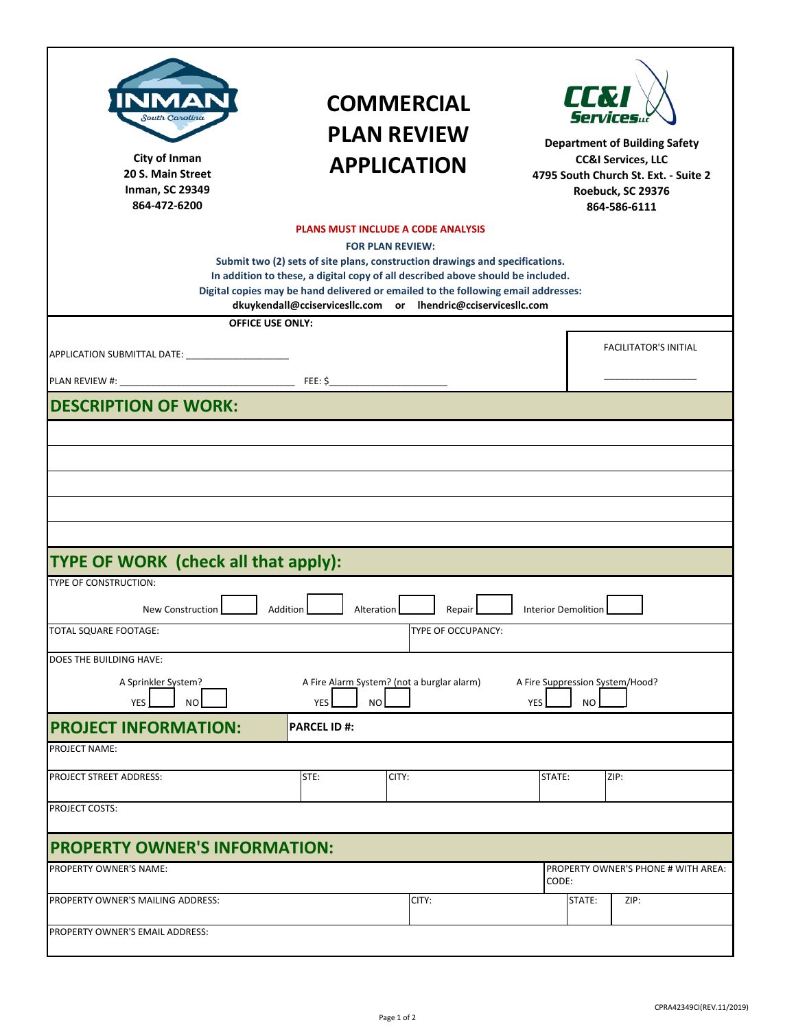City of Inman
20 S. Main Street
Inman, SC 29349
864-472-6200

# COMMERCIAL PLAN REVIEW APPLICATION

Department of Building Safety
CC&I Services, LLC
4795 South Church St. Ext. - Suite 2
Roebuck, SC 29376
864-586-6111

**PLANS MUST INCLUDE A CODE ANALYSIS**

**FOR PLAN REVIEW:**

**Submit two (2) sets of site plans, construction drawings and specifications.**
**In addition to these, a digital copy of all described above should be included.**
**Digital copies may be hand delivered or emailed to the following email addresses:**
**dkuykendall@cciservicesllc.com or lhendric@cciservicesllc.com**

**OFFICE USE ONLY:**

APPLICATION SUBMITTAL DATE: ____________________

PLAN REVIEW #: ________________________________ FEE: $______________________

FACILITATOR'S INITIAL _________________

## DESCRIPTION OF WORK:

| |
|---|
| |
| |
| |
| |
| |

## TYPE OF WORK (check all that apply):

TYPE OF CONSTRUCTION:

New Construction ☐ Addition ☐ Alteration ☐ Repair ☐ Interior Demolition ☐

| TOTAL SQUARE FOOTAGE: | TYPE OF OCCUPANCY: |
|---|---|

DOES THE BUILDING HAVE:

| A Sprinkler System? | A Fire Alarm System? (not a burglar alarm) | A Fire Suppression System/Hood? |
|---|---|---|
| YES ☐ NO ☐ | YES ☐ NO ☐ | YES ☐ NO ☐ |

## PROJECT INFORMATION:

**PARCEL ID #:**

| PROJECT NAME: | | | | |
|---|---|---|---|---|
| PROJECT STREET ADDRESS: | STE: | CITY: | STATE: | ZIP: |
| PROJECT COSTS: | | | | |

## PROPERTY OWNER'S INFORMATION:

| PROPERTY OWNER'S NAME: | | PROPERTY OWNER'S PHONE # WITH AREA CODE: | |
|---|---|---|---|
| PROPERTY OWNER'S MAILING ADDRESS: | CITY: | STATE: | ZIP: |
| PROPERTY OWNER'S EMAIL ADDRESS: | | | |

CPRA42349CI(REV.11/2019)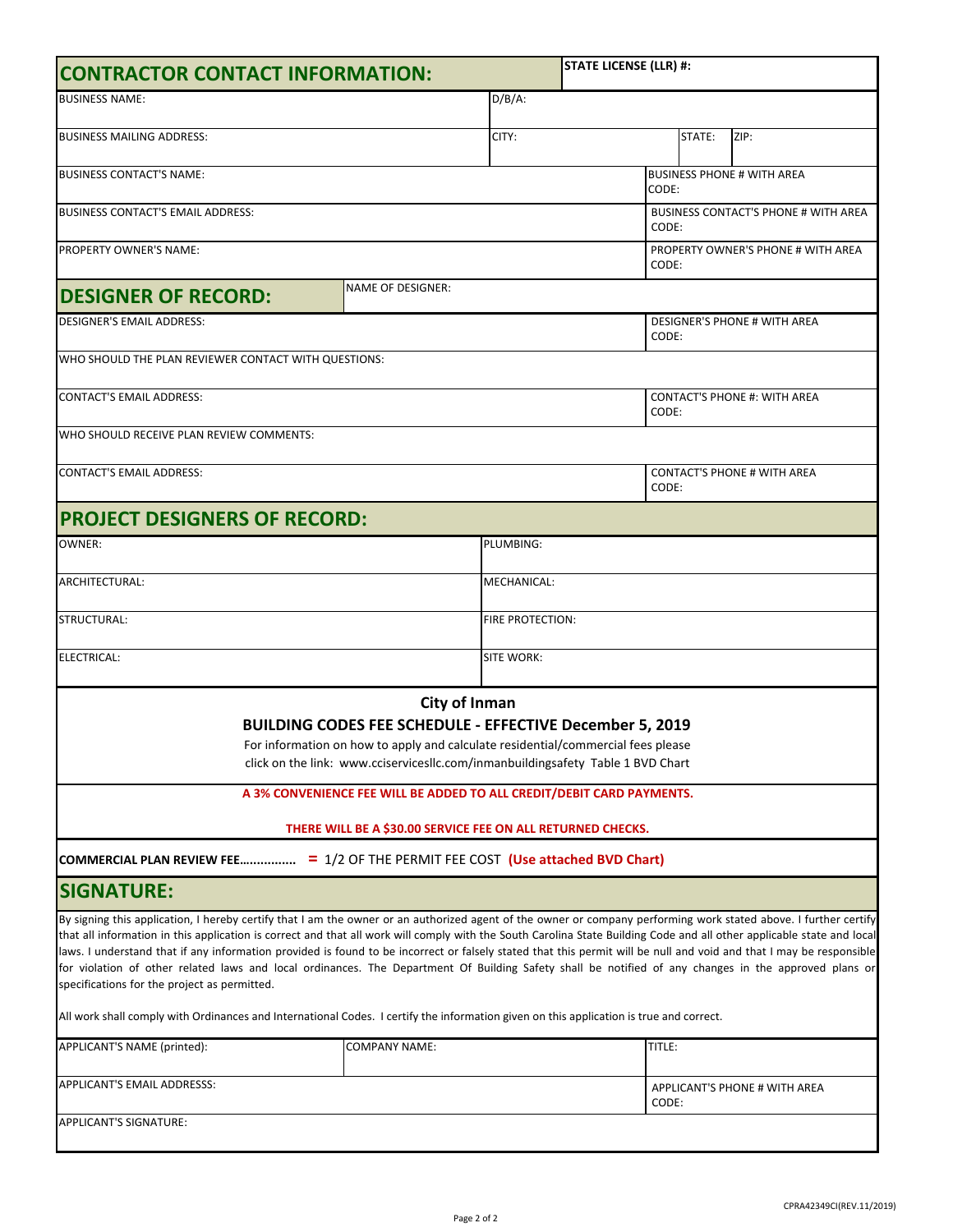## CONTRACTOR CONTACT INFORMATION:

| | | |
|---|---|---|
| **STATE LICENSE (LLR) #:** | | |
| BUSINESS NAME: | D/B/A: | |
| BUSINESS MAILING ADDRESS: | CITY: | STATE: / ZIP: |
| BUSINESS CONTACT'S NAME: | | BUSINESS PHONE # WITH AREA CODE: |
| BUSINESS CONTACT'S EMAIL ADDRESS: | | BUSINESS CONTACT'S PHONE # WITH AREA CODE: |
| PROPERTY OWNER'S NAME: | | PROPERTY OWNER'S PHONE # WITH AREA CODE: |

## DESIGNER OF RECORD:

| | |
|---|---|
| NAME OF DESIGNER: | |
| DESIGNER'S EMAIL ADDRESS: | DESIGNER'S PHONE # WITH AREA CODE: |
| WHO SHOULD THE PLAN REVIEWER CONTACT WITH QUESTIONS: | |
| CONTACT'S EMAIL ADDRESS: | CONTACT'S PHONE #: WITH AREA CODE: |
| WHO SHOULD RECEIVE PLAN REVIEW COMMENTS: | |
| CONTACT'S EMAIL ADDRESS: | CONTACT'S PHONE # WITH AREA CODE: |

## PROJECT DESIGNERS OF RECORD:

| | |
|---|---|
| OWNER: | PLUMBING: |
| ARCHITECTURAL: | MECHANICAL: |
| STRUCTURAL: | FIRE PROTECTION: |
| ELECTRICAL: | SITE WORK: |

**City of Inman**

**BUILDING CODES FEE SCHEDULE - EFFECTIVE December 5, 2019**

For information on how to apply and calculate residential/commercial fees please click on the link: www.cciservicesllc.com/inmanbuildingsafety Table 1 BVD Chart

**A 3% CONVENIENCE FEE WILL BE ADDED TO ALL CREDIT/DEBIT CARD PAYMENTS.**

**THERE WILL BE A $30.00 SERVICE FEE ON ALL RETURNED CHECKS.**

**COMMERCIAL PLAN REVIEW FEE…............. =** 1/2 OF THE PERMIT FEE COST **(Use attached BVD Chart)**

## SIGNATURE:

By signing this application, I hereby certify that I am the owner or an authorized agent of the owner or company performing work stated above. I further certify that all information in this application is correct and that all work will comply with the South Carolina State Building Code and all other applicable state and local laws. I understand that if any information provided is found to be incorrect or falsely stated that this permit will be null and void and that I may be responsible for violation of other related laws and local ordinances. The Department Of Building Safety shall be notified of any changes in the approved plans or specifications for the project as permitted.

All work shall comply with Ordinances and International Codes. I certify the information given on this application is true and correct.

| | | |
|---|---|---|
| APPLICANT'S NAME (printed): | COMPANY NAME: | TITLE: |
| APPLICANT'S EMAIL ADDRESSS: | | APPLICANT'S PHONE # WITH AREA CODE: |
| APPLICANT'S SIGNATURE: | | |

CPRA42349CI(REV.11/2019)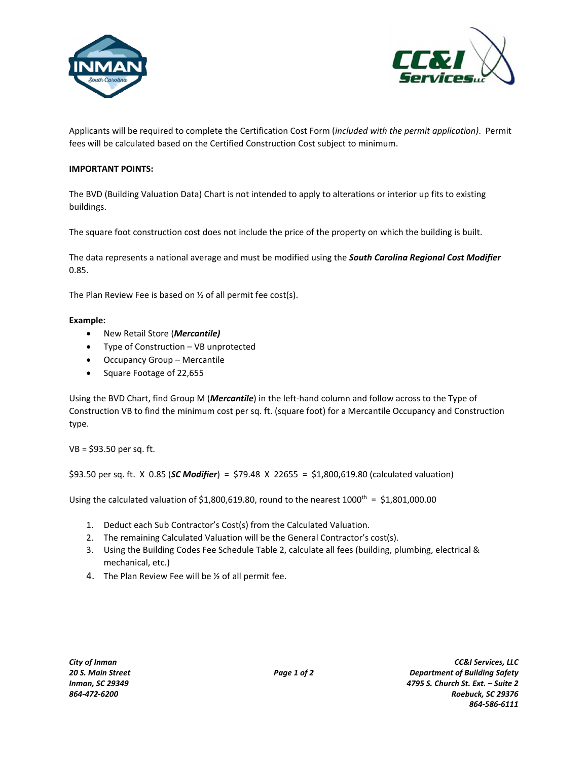Applicants will be required to complete the Certification Cost Form (*included with the permit application)*. Permit fees will be calculated based on the Certified Construction Cost subject to minimum.

**IMPORTANT POINTS:**

The BVD (Building Valuation Data) Chart is not intended to apply to alterations or interior up fits to existing buildings.

The square foot construction cost does not include the price of the property on which the building is built.

The data represents a national average and must be modified using the ***South Carolina Regional Cost Modifier*** 0.85.

The Plan Review Fee is based on ½ of all permit fee cost(s).

**Example:**

- New Retail Store (***Mercantile)***
- Type of Construction – VB unprotected
- Occupancy Group – Mercantile
- Square Footage of 22,655

Using the BVD Chart, find Group M (***Mercantile***) in the left-hand column and follow across to the Type of Construction VB to find the minimum cost per sq. ft. (square foot) for a Mercantile Occupancy and Construction type.

VB = $93.50 per sq. ft.

$93.50 per sq. ft. X 0.85 (***SC Modifier***) = $79.48 X 22655 = $1,800,619.80 (calculated valuation)

Using the calculated valuation of $1,800,619.80, round to the nearest 1000th = $1,801,000.00

1. Deduct each Sub Contractor's Cost(s) from the Calculated Valuation.
2. The remaining Calculated Valuation will be the General Contractor's cost(s).
3. Using the Building Codes Fee Schedule Table 2, calculate all fees (building, plumbing, electrical & mechanical, etc.)
4. The Plan Review Fee will be ½ of all permit fee.

*City of Inman*
*20 S. Main Street*
*Inman, SC 29349*
*864-472-6200*

*CC&I Services, LLC*
*Department of Building Safety*
*4795 S. Church St. Ext. – Suite 2*
*Roebuck, SC 29376*
*864-586-6111*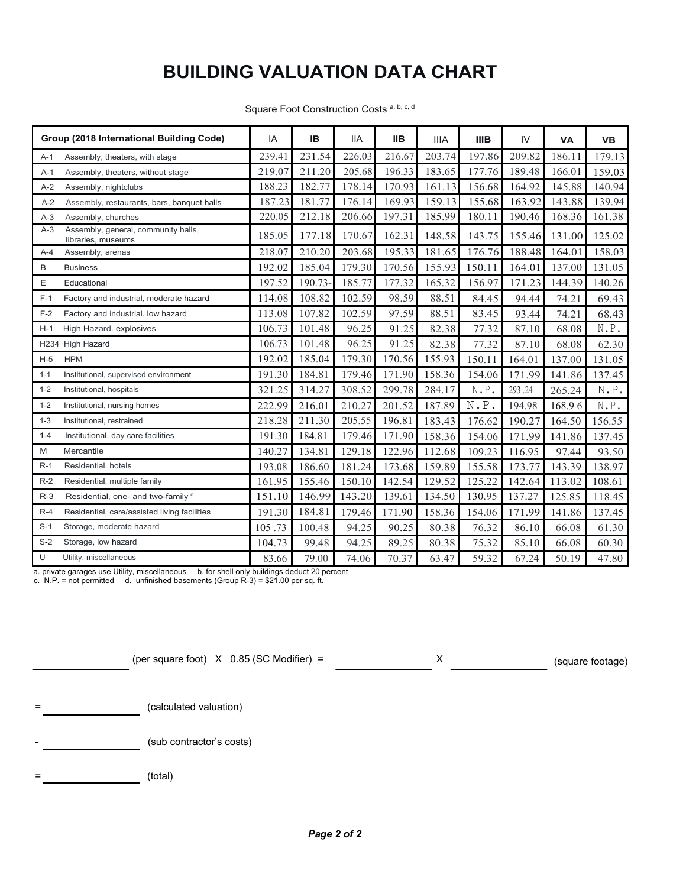# BUILDING VALUATION DATA CHART

Square Foot Construction Costs [a, b, c, d]

| Group (2018 International Building Code) | | IA | IB | IIA | IIB | IIIA | IIIB | IV | VA | VB |
|---|---|---|---|---|---|---|---|---|---|---|
| A-1 | Assembly, theaters, with stage | 239.41 | 231.54 | 226.03 | 216.67 | 203.74 | 197.86 | 209.82 | 186.11 | 179.13 |
| A-1 | Assembly, theaters, without stage | 219.07 | 211.20 | 205.68 | 196.33 | 183.65 | 177.76 | 189.48 | 166.01 | 159.03 |
| A-2 | Assembly, nightclubs | 188.23 | 182.77 | 178.14 | 170.93 | 161.13 | 156.68 | 164.92 | 145.88 | 140.94 |
| A-2 | Assembly, restaurants, bars, banquet halls | 187.23 | 181.77 | 176.14 | 169.93 | 159.13 | 155.68 | 163.92 | 143.88 | 139.94 |
| A-3 | Assembly, churches | 220.05 | 212.18 | 206.66 | 197.31 | 185.99 | 180.11 | 190.46 | 168.36 | 161.38 |
| A-3 | Assembly, general, community halls, libraries, museums | 185.05 | 177.18 | 170.67 | 162.31 | 148.58 | 143.75 | 155.46 | 131.00 | 125.02 |
| A-4 | Assembly, arenas | 218.07 | 210.20 | 203.68 | 195.33 | 181.65 | 176.76 | 188.48 | 164.01 | 158.03 |
| B | Business | 192.02 | 185.04 | 179.30 | 170.56 | 155.93 | 150.11 | 164.01 | 137.00 | 131.05 |
| E | Educational | 197.52 | 190.73- | 185.77 | 177.32 | 165.32 | 156.97 | 171.23 | 144.39 | 140.26 |
| F-1 | Factory and industrial, moderate hazard | 114.08 | 108.82 | 102.59 | 98.59 | 88.51 | 84.45 | 94.44 | 74.21 | 69.43 |
| F-2 | Factory and industrial. low hazard | 113.08 | 107.82 | 102.59 | 97.59 | 88.51 | 83.45 | 93.44 | 74.21 | 68.43 |
| H-1 | High Hazard. explosives | 106.73 | 101.48 | 96.25 | 91.25 | 82.38 | 77.32 | 87.10 | 68.08 | N.P. |
| H234 | High Hazard | 106.73 | 101.48 | 96.25 | 91.25 | 82.38 | 77.32 | 87.10 | 68.08 | 62.30 |
| H-5 | HPM | 192.02 | 185.04 | 179.30 | 170.56 | 155.93 | 150.11 | 164.01 | 137.00 | 131.05 |
| 1-1 | Institutional, supervised environment | 191.30 | 184.81 | 179.46 | 171.90 | 158.36 | 154.06 | 171.99 | 141.86 | 137.45 |
| 1-2 | Institutional, hospitals | 321.25 | 314.27 | 308.52 | 299.78 | 284.17 | N.P. | 293.24 | 265.24 | N.P. |
| 1-2 | Institutional, nursing homes | 222.99 | 216.01 | 210.27 | 201.52 | 187.89 | N.P. | 194.98 | 168.9 6 | N.P. |
| 1-3 | Institutional, restrained | 218.28 | 211.30 | 205.55 | 196.81 | 183.43 | 176.62 | 190.27 | 164.50 | 156.55 |
| 1-4 | Institutional, day care facilities | 191.30 | 184.81 | 179.46 | 171.90 | 158.36 | 154.06 | 171.99 | 141.86 | 137.45 |
| M | Mercantile | 140.27 | 134.81 | 129.18 | 122.96 | 112.68 | 109.23 | 116.95 | 97.44 | 93.50 |
| R-1 | Residential. hotels | 193.08 | 186.60 | 181.24 | 173.68 | 159.89 | 155.58 | 173.77 | 143.39 | 138.97 |
| R-2 | Residential, multiple family | 161.95 | 155.46 | 150.10 | 142.54 | 129.52 | 125.22 | 142.64 | 113.02 | 108.61 |
| R-3 | Residential, one- and two-family [d] | 151.10 | 146.99 | 143.20 | 139.61 | 134.50 | 130.95 | 137.27 | 125.85 | 118.45 |
| R-4 | Residential, care/assisted living facilities | 191.30 | 184.81 | 179.46 | 171.90 | 158.36 | 154.06 | 171.99 | 141.86 | 137.45 |
| S-1 | Storage, moderate hazard | 105 .73 | 100.48 | 94.25 | 90.25 | 80.38 | 76.32 | 86.10 | 66.08 | 61.30 |
| S-2 | Storage, low hazard | 104.73 | 99.48 | 94.25 | 89.25 | 80.38 | 75.32 | 85.10 | 66.08 | 60.30 |
| U | Utility, miscellaneous | 83.66 | 79.00 | 74.06 | 70.37 | 63.47 | 59.32 | 67.24 | 50.19 | 47.80 |

a. private garages use Utility, miscellaneous b. for shell only buildings deduct 20 percent
c. N.P. = not permitted d. unfinished basements (Group R-3) = $21.00 per sq. ft.

______________ (per square foot) X 0.85 (SC Modifier) = ______________ X ______________ (square footage)

= ______________ (calculated valuation)

- ______________ (sub contractor's costs)

= ______________ (total)